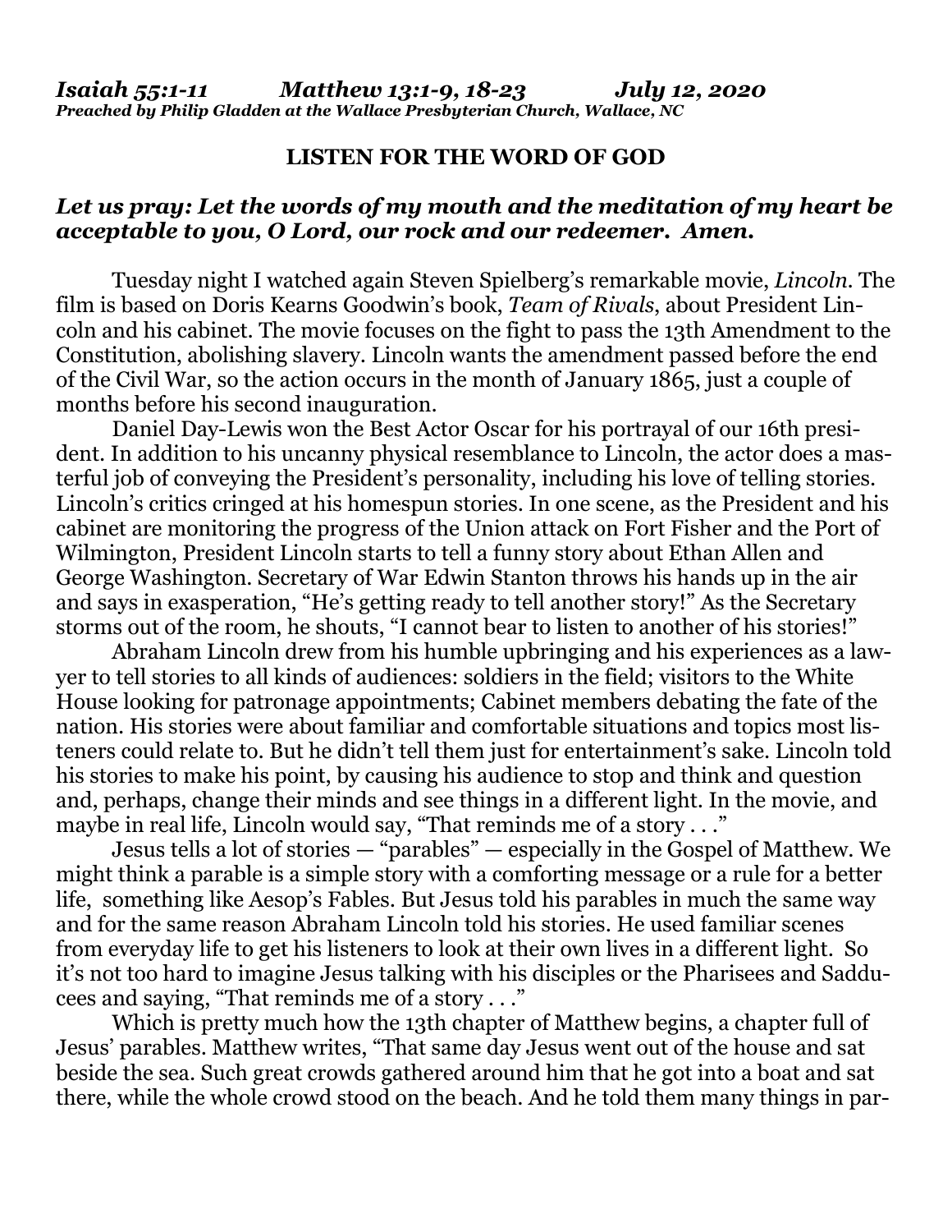***Isaiah 55:1-11 Matthew 13:1-9, 18-23 July 12, 2020***
***Preached by Philip Gladden at the Wallace Presbyterian Church, Wallace, NC***

# LISTEN FOR THE WORD OF GOD

***Let us pray: Let the words of my mouth and the meditation of my heart be acceptable to you, O Lord, our rock and our redeemer. Amen.***

Tuesday night I watched again Steven Spielberg's remarkable movie, *Lincoln*. The film is based on Doris Kearns Goodwin's book, *Team of Rivals*, about President Lincoln and his cabinet. The movie focuses on the fight to pass the 13th Amendment to the Constitution, abolishing slavery. Lincoln wants the amendment passed before the end of the Civil War, so the action occurs in the month of January 1865, just a couple of months before his second inauguration.

Daniel Day-Lewis won the Best Actor Oscar for his portrayal of our 16th president. In addition to his uncanny physical resemblance to Lincoln, the actor does a masterful job of conveying the President's personality, including his love of telling stories. Lincoln's critics cringed at his homespun stories. In one scene, as the President and his cabinet are monitoring the progress of the Union attack on Fort Fisher and the Port of Wilmington, President Lincoln starts to tell a funny story about Ethan Allen and George Washington. Secretary of War Edwin Stanton throws his hands up in the air and says in exasperation, "He's getting ready to tell another story!" As the Secretary storms out of the room, he shouts, "I cannot bear to listen to another of his stories!"

Abraham Lincoln drew from his humble upbringing and his experiences as a lawyer to tell stories to all kinds of audiences: soldiers in the field; visitors to the White House looking for patronage appointments; Cabinet members debating the fate of the nation. His stories were about familiar and comfortable situations and topics most listeners could relate to. But he didn't tell them just for entertainment's sake. Lincoln told his stories to make his point, by causing his audience to stop and think and question and, perhaps, change their minds and see things in a different light. In the movie, and maybe in real life, Lincoln would say, "That reminds me of a story . . ."

Jesus tells a lot of stories — "parables" — especially in the Gospel of Matthew. We might think a parable is a simple story with a comforting message or a rule for a better life, something like Aesop's Fables. But Jesus told his parables in much the same way and for the same reason Abraham Lincoln told his stories. He used familiar scenes from everyday life to get his listeners to look at their own lives in a different light. So it's not too hard to imagine Jesus talking with his disciples or the Pharisees and Sadducees and saying, "That reminds me of a story . . ."

Which is pretty much how the 13th chapter of Matthew begins, a chapter full of Jesus' parables. Matthew writes, "That same day Jesus went out of the house and sat beside the sea. Such great crowds gathered around him that he got into a boat and sat there, while the whole crowd stood on the beach. And he told them many things in par-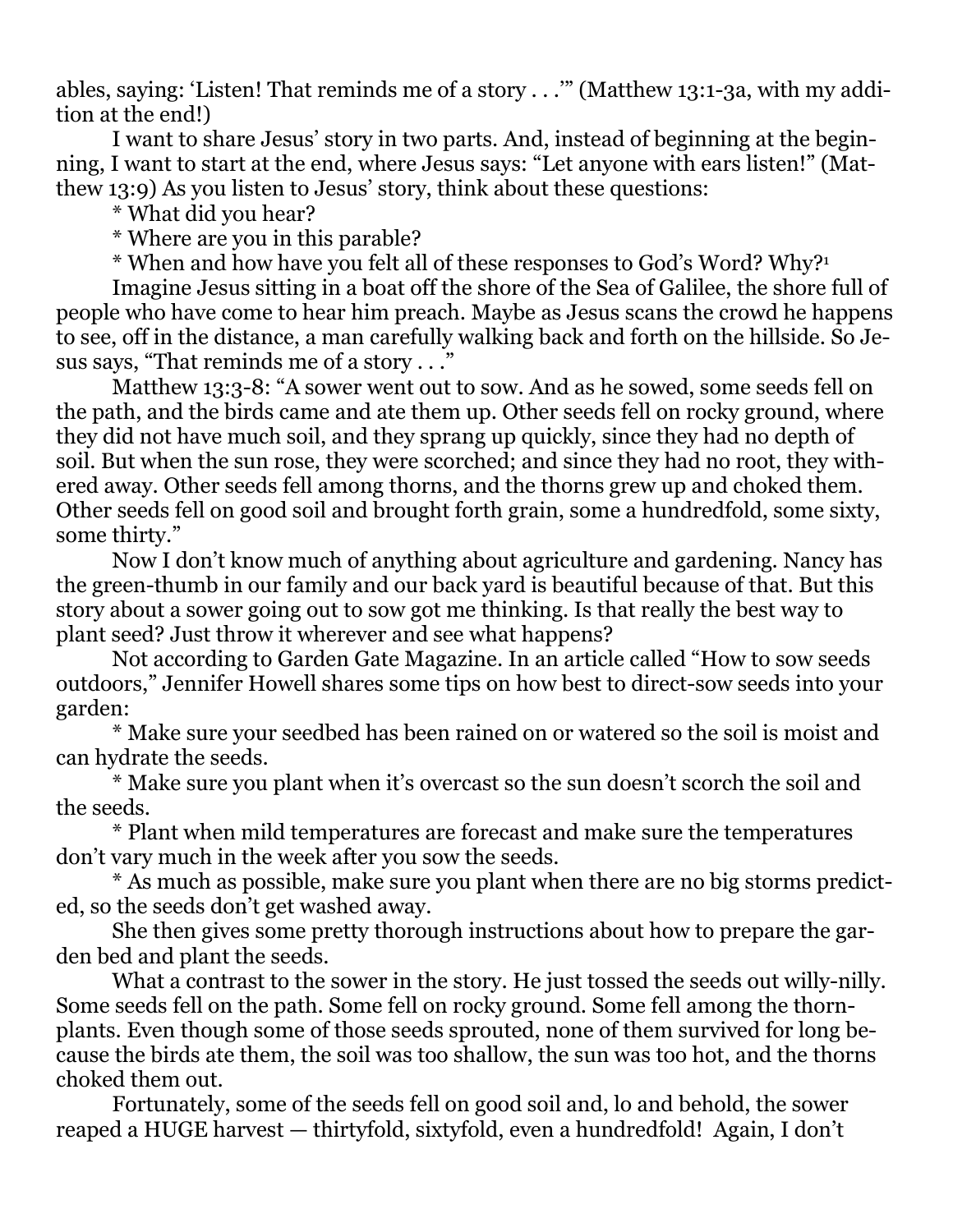ables, saying: 'Listen! That reminds me of a story . . .'" (Matthew 13:1-3a, with my addition at the end!)

I want to share Jesus' story in two parts. And, instead of beginning at the beginning, I want to start at the end, where Jesus says: "Let anyone with ears listen!" (Matthew 13:9) As you listen to Jesus' story, think about these questions:

* What did you hear?

* Where are you in this parable?

* When and how have you felt all of these responses to God's Word? Why?[1]

Imagine Jesus sitting in a boat off the shore of the Sea of Galilee, the shore full of people who have come to hear him preach. Maybe as Jesus scans the crowd he happens to see, off in the distance, a man carefully walking back and forth on the hillside. So Jesus says, "That reminds me of a story . . ."

Matthew 13:3-8: "A sower went out to sow. And as he sowed, some seeds fell on the path, and the birds came and ate them up. Other seeds fell on rocky ground, where they did not have much soil, and they sprang up quickly, since they had no depth of soil. But when the sun rose, they were scorched; and since they had no root, they withered away. Other seeds fell among thorns, and the thorns grew up and choked them. Other seeds fell on good soil and brought forth grain, some a hundredfold, some sixty, some thirty."

Now I don't know much of anything about agriculture and gardening. Nancy has the green-thumb in our family and our back yard is beautiful because of that. But this story about a sower going out to sow got me thinking. Is that really the best way to plant seed? Just throw it wherever and see what happens?

Not according to Garden Gate Magazine. In an article called "How to sow seeds outdoors," Jennifer Howell shares some tips on how best to direct-sow seeds into your garden:

* Make sure your seedbed has been rained on or watered so the soil is moist and can hydrate the seeds.

* Make sure you plant when it's overcast so the sun doesn't scorch the soil and the seeds.

* Plant when mild temperatures are forecast and make sure the temperatures don't vary much in the week after you sow the seeds.

* As much as possible, make sure you plant when there are no big storms predicted, so the seeds don't get washed away.

She then gives some pretty thorough instructions about how to prepare the garden bed and plant the seeds.

What a contrast to the sower in the story. He just tossed the seeds out willy-nilly. Some seeds fell on the path. Some fell on rocky ground. Some fell among the thorn-plants. Even though some of those seeds sprouted, none of them survived for long because the birds ate them, the soil was too shallow, the sun was too hot, and the thorns choked them out.

Fortunately, some of the seeds fell on good soil and, lo and behold, the sower reaped a HUGE harvest — thirtyfold, sixtyfold, even a hundredfold! Again, I don't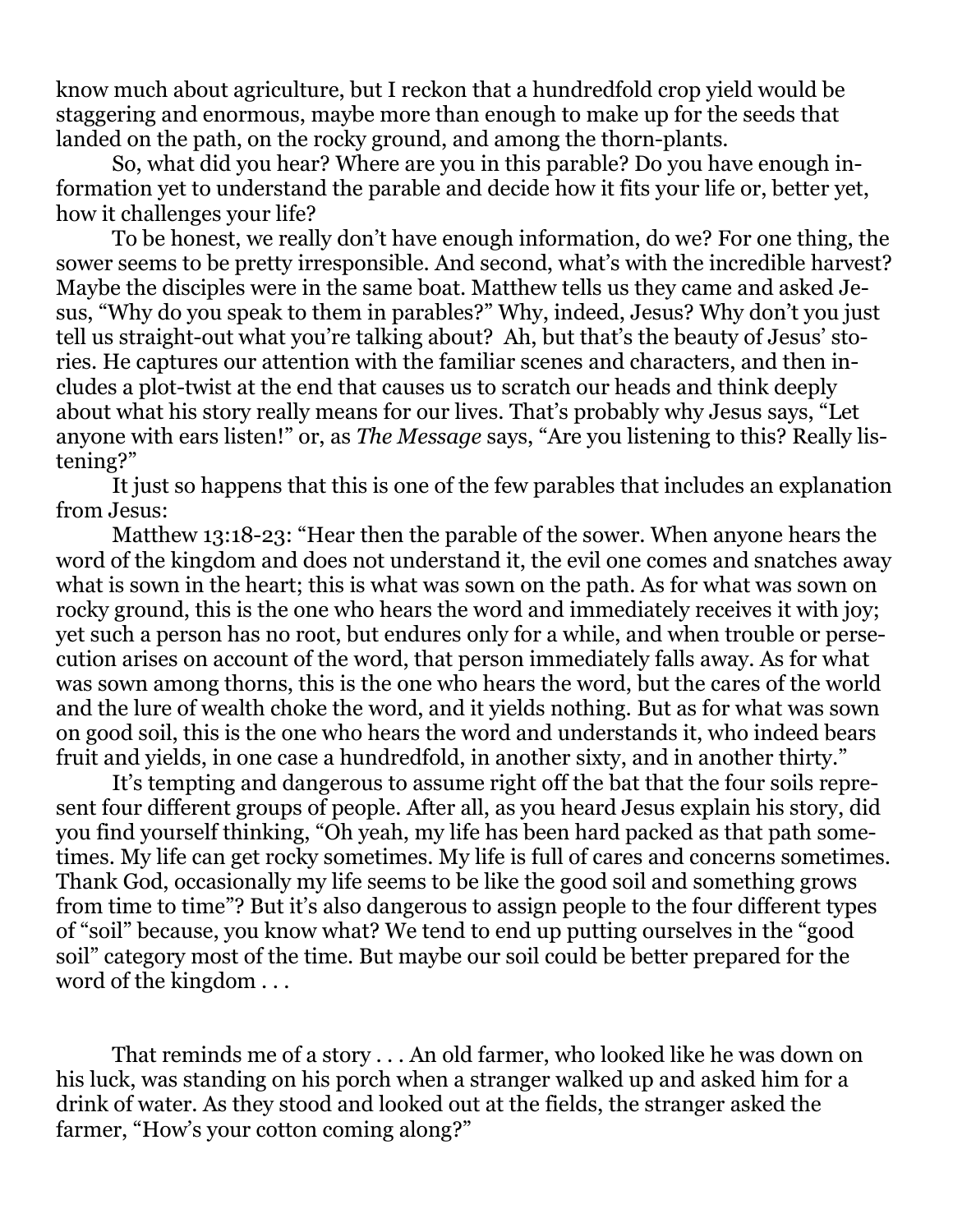know much about agriculture, but I reckon that a hundredfold crop yield would be staggering and enormous, maybe more than enough to make up for the seeds that landed on the path, on the rocky ground, and among the thorn-plants.

So, what did you hear? Where are you in this parable? Do you have enough information yet to understand the parable and decide how it fits your life or, better yet, how it challenges your life?

To be honest, we really don't have enough information, do we? For one thing, the sower seems to be pretty irresponsible. And second, what's with the incredible harvest? Maybe the disciples were in the same boat. Matthew tells us they came and asked Jesus, "Why do you speak to them in parables?" Why, indeed, Jesus? Why don't you just tell us straight-out what you're talking about? Ah, but that's the beauty of Jesus' stories. He captures our attention with the familiar scenes and characters, and then includes a plot-twist at the end that causes us to scratch our heads and think deeply about what his story really means for our lives. That's probably why Jesus says, "Let anyone with ears listen!" or, as *The Message* says, "Are you listening to this? Really listening?"

It just so happens that this is one of the few parables that includes an explanation from Jesus:

Matthew 13:18-23: "Hear then the parable of the sower. When anyone hears the word of the kingdom and does not understand it, the evil one comes and snatches away what is sown in the heart; this is what was sown on the path. As for what was sown on rocky ground, this is the one who hears the word and immediately receives it with joy; yet such a person has no root, but endures only for a while, and when trouble or persecution arises on account of the word, that person immediately falls away. As for what was sown among thorns, this is the one who hears the word, but the cares of the world and the lure of wealth choke the word, and it yields nothing. But as for what was sown on good soil, this is the one who hears the word and understands it, who indeed bears fruit and yields, in one case a hundredfold, in another sixty, and in another thirty."

It's tempting and dangerous to assume right off the bat that the four soils represent four different groups of people. After all, as you heard Jesus explain his story, did you find yourself thinking, "Oh yeah, my life has been hard packed as that path sometimes. My life can get rocky sometimes. My life is full of cares and concerns sometimes. Thank God, occasionally my life seems to be like the good soil and something grows from time to time"? But it's also dangerous to assign people to the four different types of "soil" because, you know what? We tend to end up putting ourselves in the "good soil" category most of the time. But maybe our soil could be better prepared for the word of the kingdom . . .

That reminds me of a story . . . An old farmer, who looked like he was down on his luck, was standing on his porch when a stranger walked up and asked him for a drink of water. As they stood and looked out at the fields, the stranger asked the farmer, "How's your cotton coming along?"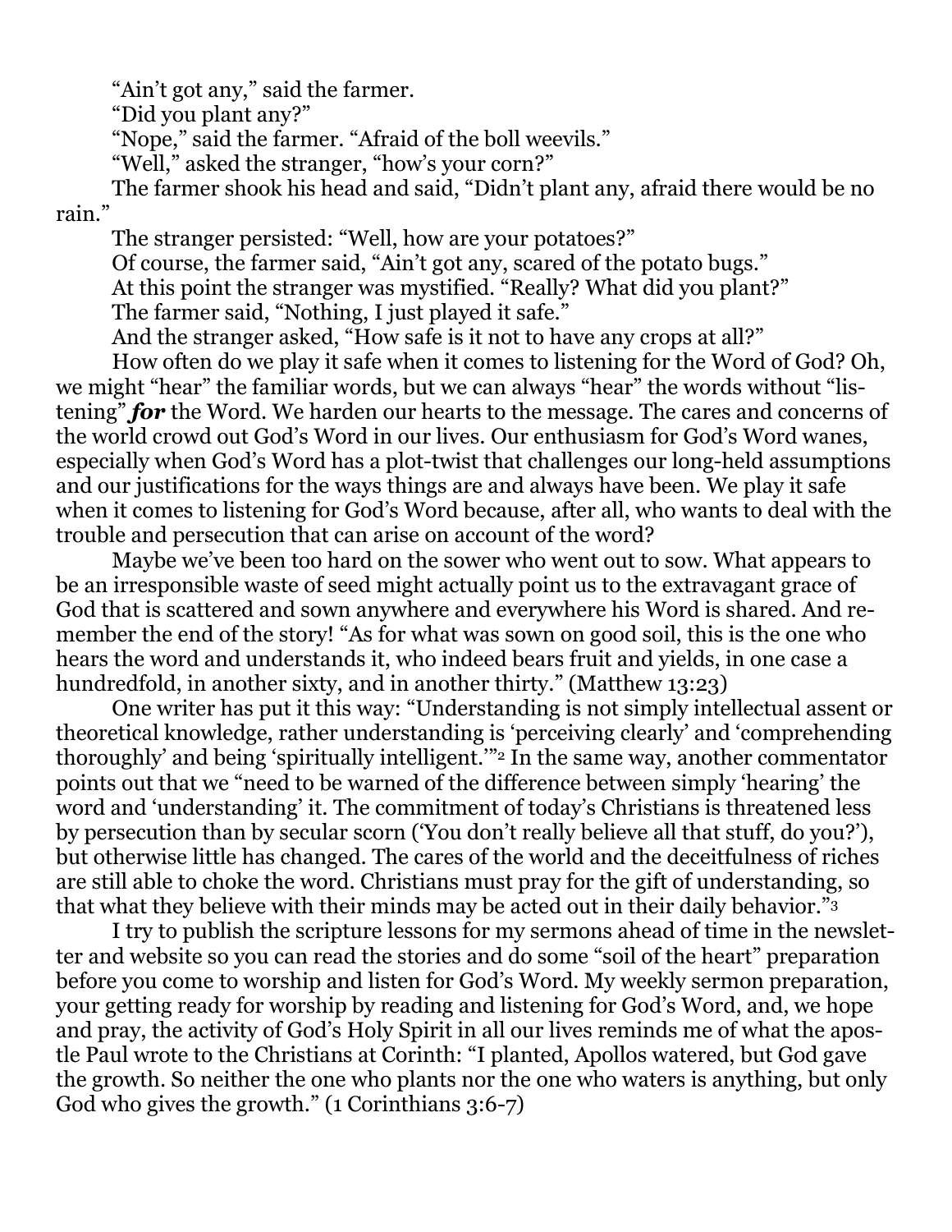"Ain't got any," said the farmer.

"Did you plant any?"

"Nope," said the farmer. "Afraid of the boll weevils."

"Well," asked the stranger, "how's your corn?"

The farmer shook his head and said, "Didn't plant any, afraid there would be no rain."

The stranger persisted: "Well, how are your potatoes?"

Of course, the farmer said, "Ain't got any, scared of the potato bugs."

At this point the stranger was mystified. "Really? What did you plant?"

The farmer said, "Nothing, I just played it safe."

And the stranger asked, "How safe is it not to have any crops at all?"

How often do we play it safe when it comes to listening for the Word of God? Oh, we might "hear" the familiar words, but we can always "hear" the words without "listening" ***for*** the Word. We harden our hearts to the message. The cares and concerns of the world crowd out God's Word in our lives. Our enthusiasm for God's Word wanes, especially when God's Word has a plot-twist that challenges our long-held assumptions and our justifications for the ways things are and always have been. We play it safe when it comes to listening for God's Word because, after all, who wants to deal with the trouble and persecution that can arise on account of the word?

Maybe we've been too hard on the sower who went out to sow. What appears to be an irresponsible waste of seed might actually point us to the extravagant grace of God that is scattered and sown anywhere and everywhere his Word is shared. And remember the end of the story! "As for what was sown on good soil, this is the one who hears the word and understands it, who indeed bears fruit and yields, in one case a hundredfold, in another sixty, and in another thirty." (Matthew 13:23)

One writer has put it this way: "Understanding is not simply intellectual assent or theoretical knowledge, rather understanding is 'perceiving clearly' and 'comprehending thoroughly' and being 'spiritually intelligent.'"[2] In the same way, another commentator points out that we "need to be warned of the difference between simply 'hearing' the word and 'understanding' it. The commitment of today's Christians is threatened less by persecution than by secular scorn ('You don't really believe all that stuff, do you?'), but otherwise little has changed. The cares of the world and the deceitfulness of riches are still able to choke the word. Christians must pray for the gift of understanding, so that what they believe with their minds may be acted out in their daily behavior."[3]

I try to publish the scripture lessons for my sermons ahead of time in the newsletter and website so you can read the stories and do some "soil of the heart" preparation before you come to worship and listen for God's Word. My weekly sermon preparation, your getting ready for worship by reading and listening for God's Word, and, we hope and pray, the activity of God's Holy Spirit in all our lives reminds me of what the apostle Paul wrote to the Christians at Corinth: "I planted, Apollos watered, but God gave the growth. So neither the one who plants nor the one who waters is anything, but only God who gives the growth." (1 Corinthians 3:6-7)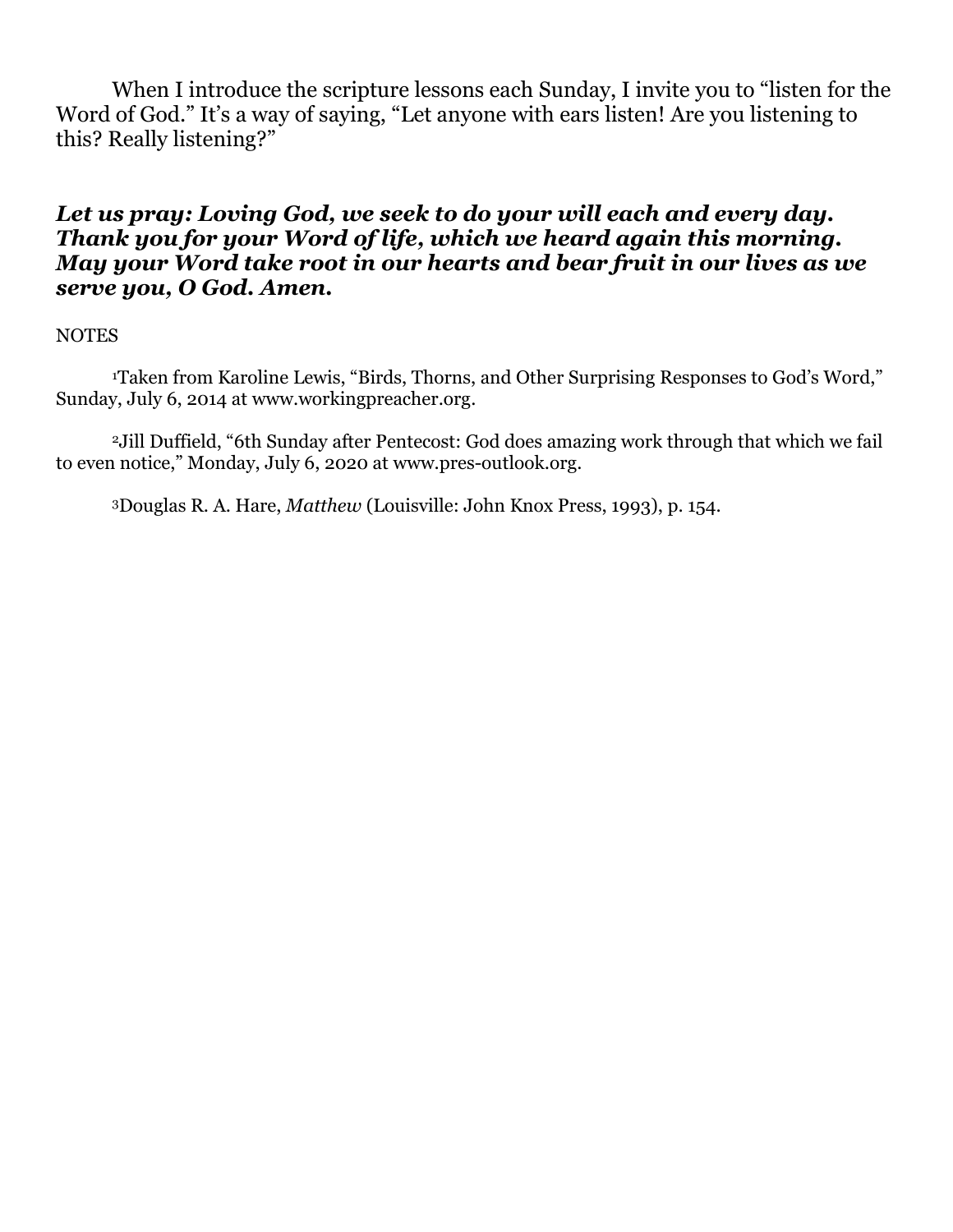When I introduce the scripture lessons each Sunday, I invite you to "listen for the Word of God." It's a way of saying, "Let anyone with ears listen! Are you listening to this? Really listening?"

***Let us pray: Loving God, we seek to do your will each and every day. Thank you for your Word of life, which we heard again this morning. May your Word take root in our hearts and bear fruit in our lives as we serve you, O God. Amen.***

NOTES

[1]Taken from Karoline Lewis, "Birds, Thorns, and Other Surprising Responses to God's Word," Sunday, July 6, 2014 at www.workingpreacher.org.

[2]Jill Duffield, "6th Sunday after Pentecost: God does amazing work through that which we fail to even notice," Monday, July 6, 2020 at www.pres-outlook.org.

[3]Douglas R. A. Hare, *Matthew* (Louisville: John Knox Press, 1993), p. 154.